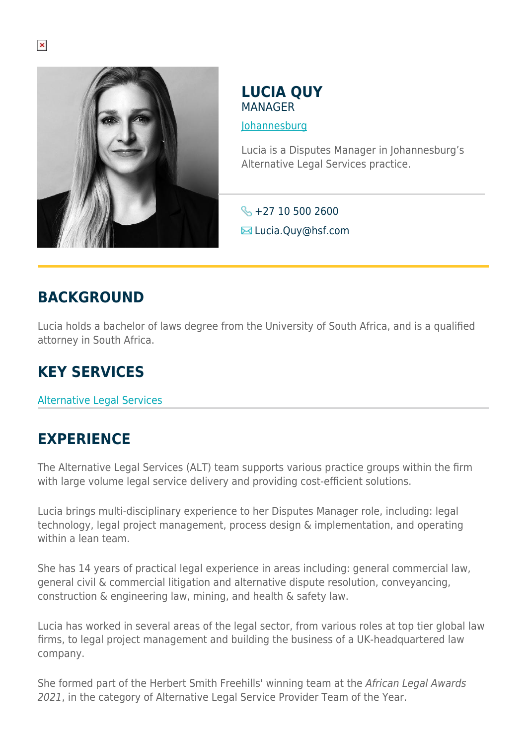# LUCIA QUY

MANAGER

Johannesburg

Lucia is a Disputes Manager in Johannesburg's Alternative Legal Services practice.

+27 10 500 2600

Lucia.Quy@hsf.com

## BACKGROUND

Lucia holds a bachelor of laws degree from the University of South Africa, and is a qualified attorney in South Africa.

## KEY SERVICES

Alternative Legal Services

## EXPERIENCE

The Alternative Legal Services (ALT) team supports various practice groups within the firm with large volume legal service delivery and providing cost-efficient solutions.

Lucia brings multi-disciplinary experience to her Disputes Manager role, including: legal technology, legal project management, process design & implementation, and operating within a lean team.

She has 14 years of practical legal experience in areas including: general commercial law, general civil & commercial litigation and alternative dispute resolution, conveyancing, construction & engineering law, mining, and health & safety law.

Lucia has worked in several areas of the legal sector, from various roles at top tier global law firms, to legal project management and building the business of a UK-headquartered law company.

She formed part of the Herbert Smith Freehills' winning team at the *African Legal Awards 2021*, in the category of Alternative Legal Service Provider Team of the Year.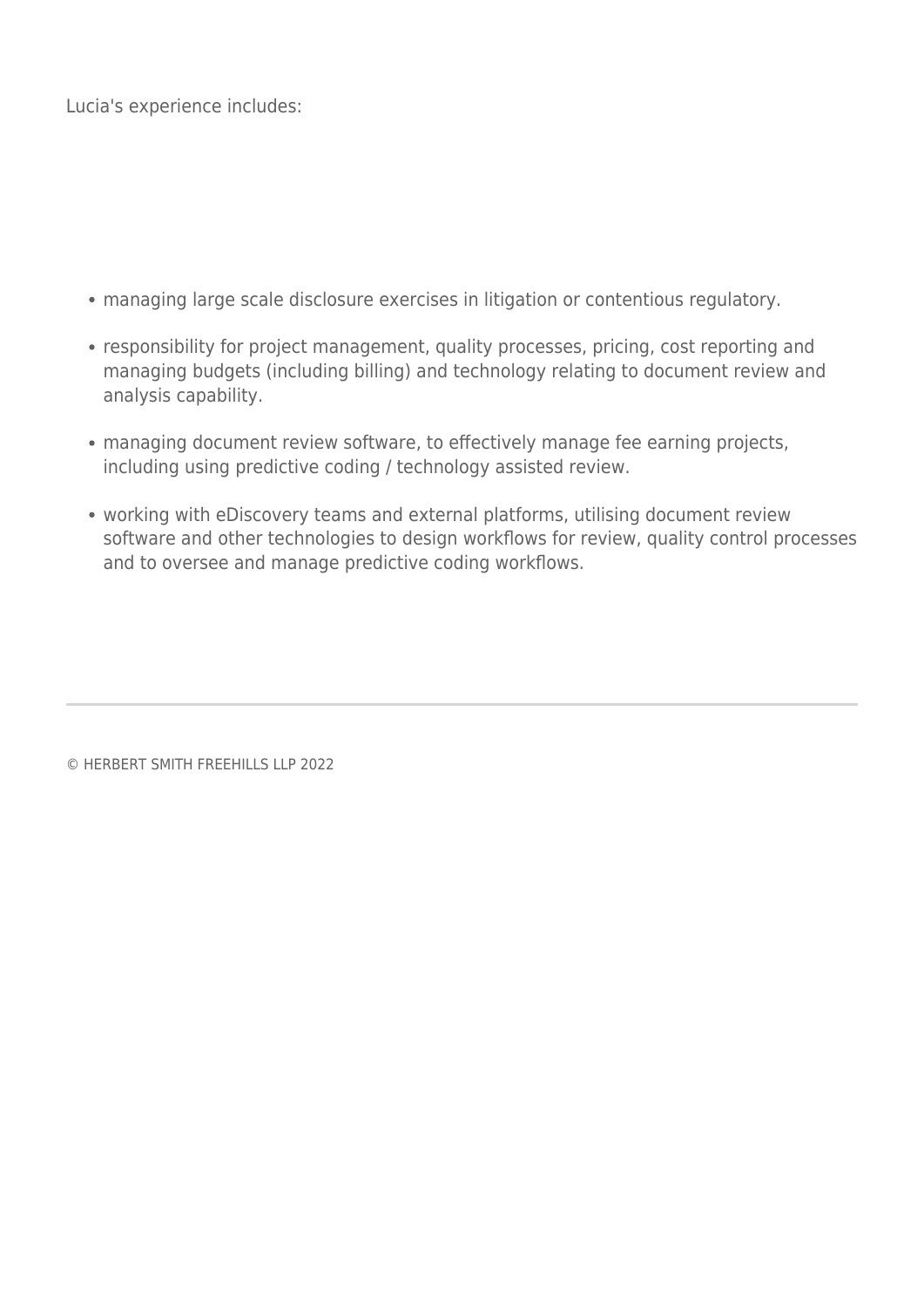Lucia's experience includes:

- managing large scale disclosure exercises in litigation or contentious regulatory.
- responsibility for project management, quality processes, pricing, cost reporting and managing budgets (including billing) and technology relating to document review and analysis capability.
- managing document review software, to effectively manage fee earning projects, including using predictive coding / technology assisted review.
- working with eDiscovery teams and external platforms, utilising document review software and other technologies to design workflows for review, quality control processes and to oversee and manage predictive coding workflows.

---

© HERBERT SMITH FREEHILLS LLP 2022